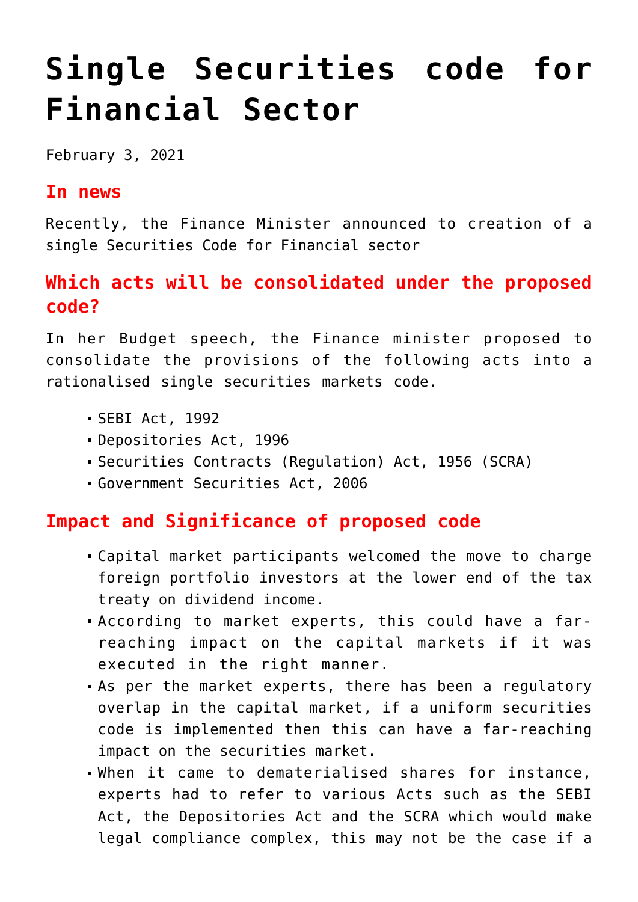# Single Securities code for Financial Sector

February 3, 2021

## In news

Recently, the Finance Minister announced to creation of a single Securities Code for Financial sector

## Which acts will be consolidated under the proposed code?

In her Budget speech, the Finance minister proposed to consolidate the provisions of the following acts into a rationalised single securities markets code.

- SEBI Act, 1992
- Depositories Act, 1996
- Securities Contracts (Regulation) Act, 1956 (SCRA)
- Government Securities Act, 2006

## Impact and Significance of proposed code

- Capital market participants welcomed the move to charge foreign portfolio investors at the lower end of the tax treaty on dividend income.
- According to market experts, this could have a far-reaching impact on the capital markets if it was executed in the right manner.
- As per the market experts, there has been a regulatory overlap in the capital market, if a uniform securities code is implemented then this can have a far-reaching impact on the securities market.
- When it came to dematerialised shares for instance, experts had to refer to various Acts such as the SEBI Act, the Depositories Act and the SCRA which would make legal compliance complex, this may not be the case if a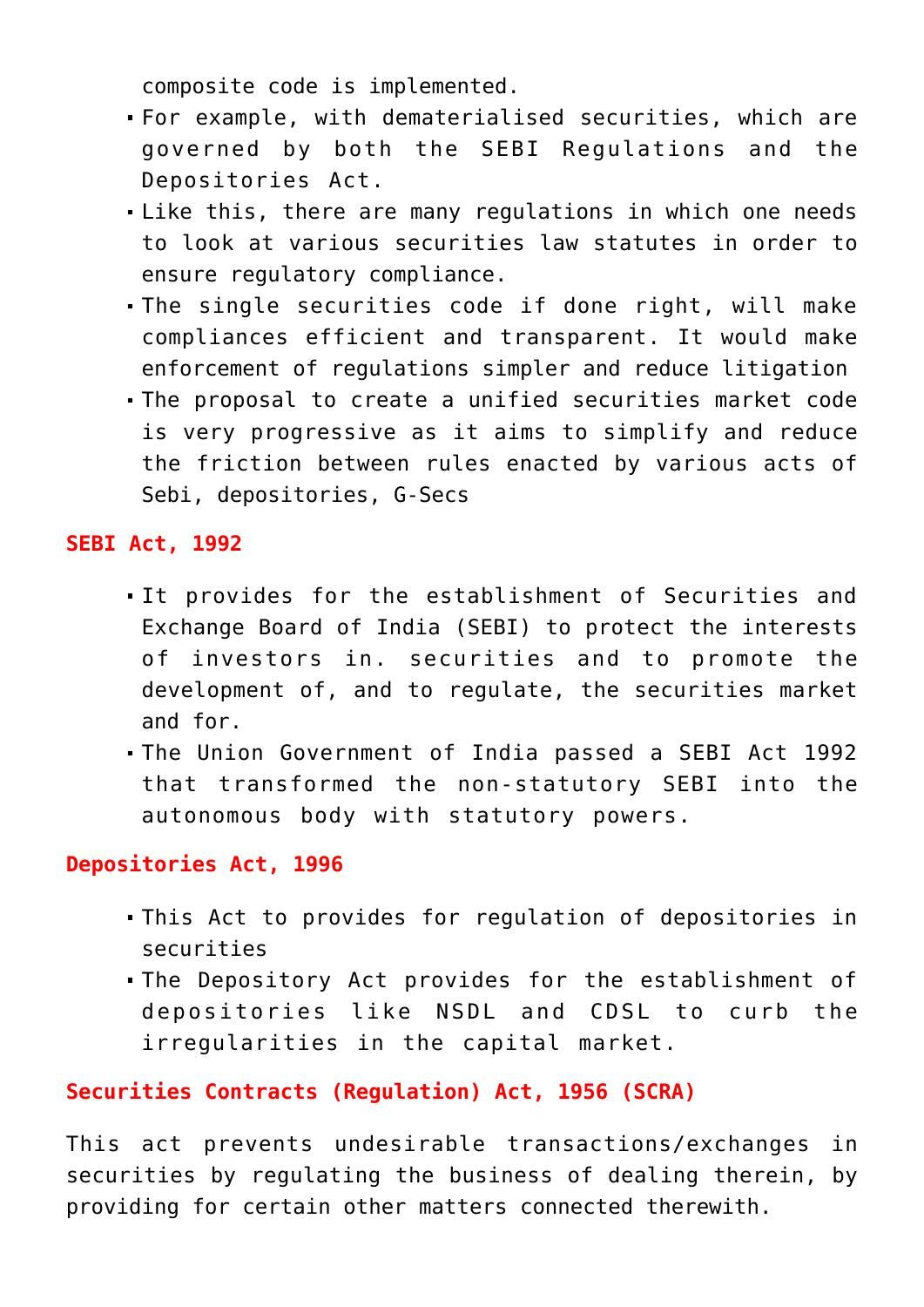composite code is implemented.

- For example, with dematerialised securities, which are governed by both the SEBI Regulations and the Depositories Act.
- Like this, there are many regulations in which one needs to look at various securities law statutes in order to ensure regulatory compliance.
- The single securities code if done right, will make compliances efficient and transparent. It would make enforcement of regulations simpler and reduce litigation
- The proposal to create a unified securities market code is very progressive as it aims to simplify and reduce the friction between rules enacted by various acts of Sebi, depositories, G-Secs

**SEBI Act, 1992**

- It provides for the establishment of Securities and Exchange Board of India (SEBI) to protect the interests of investors in. securities and to promote the development of, and to regulate, the securities market and for.
- The Union Government of India passed a SEBI Act 1992 that transformed the non-statutory SEBI into the autonomous body with statutory powers.

**Depositories Act, 1996**

- This Act to provides for regulation of depositories in securities
- The Depository Act provides for the establishment of depositories like NSDL and CDSL to curb the irregularities in the capital market.

**Securities Contracts (Regulation) Act, 1956 (SCRA)**

This act prevents undesirable transactions/exchanges in securities by regulating the business of dealing therein, by providing for certain other matters connected therewith.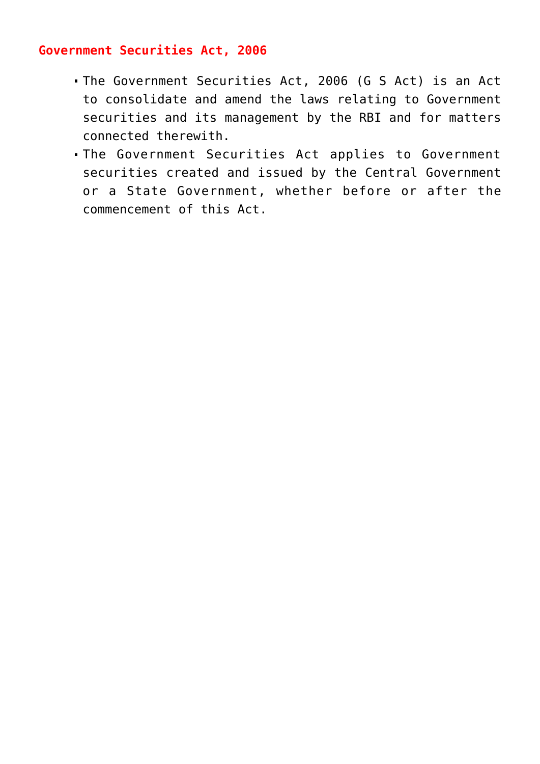### Government Securities Act, 2006

- The Government Securities Act, 2006 (G S Act) is an Act to consolidate and amend the laws relating to Government securities and its management by the RBI and for matters connected therewith.
- The Government Securities Act applies to Government securities created and issued by the Central Government or a State Government, whether before or after the commencement of this Act.